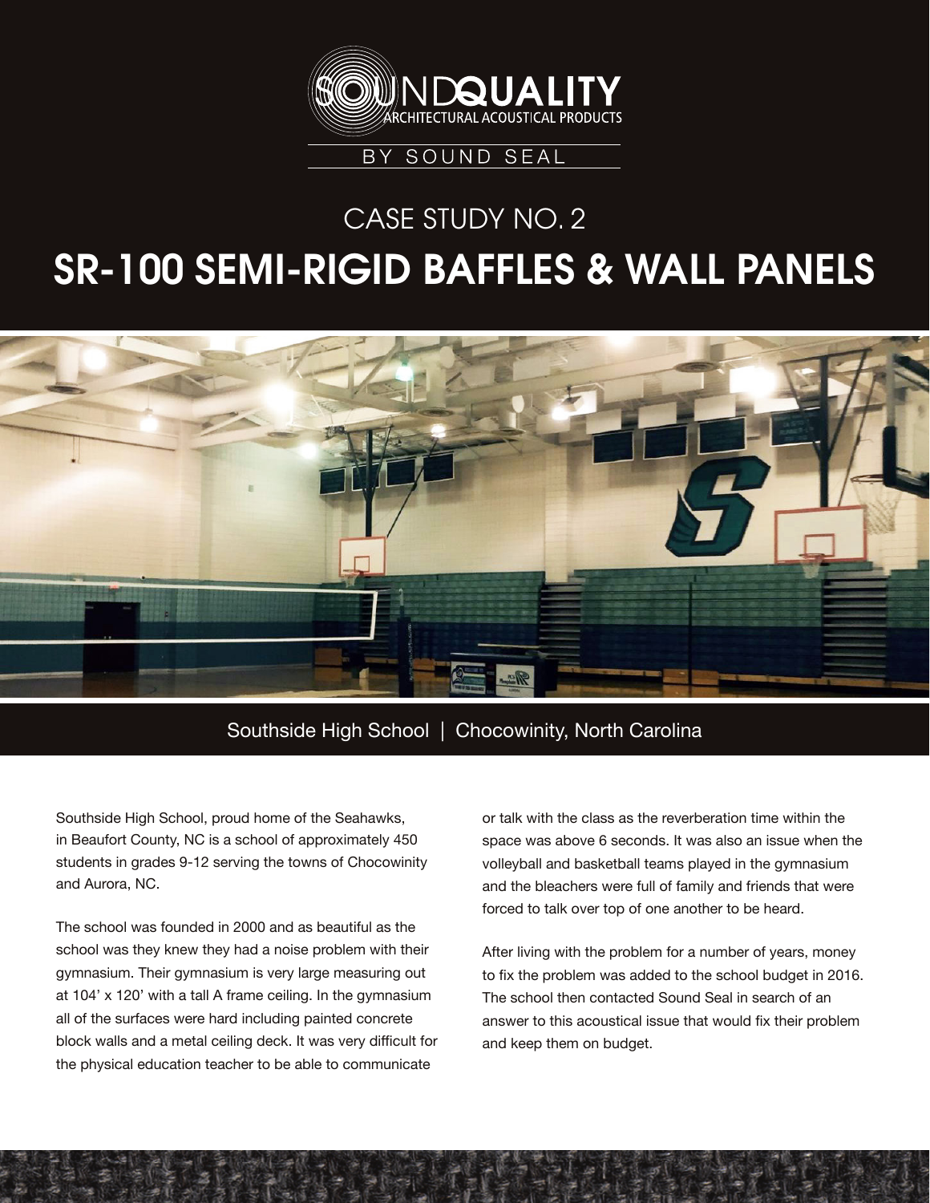SOUNDQUALITY ARCHITECTURAL ACOUSTICAL PRODUCTS

BY SOUND SEAL

## CASE STUDY NO. 2

# SR-100 SEMI-RIGID BAFFLES & WALL PANELS

Southside High School | Chocowinity, North Carolina

Southside High School, proud home of the Seahawks, in Beaufort County, NC is a school of approximately 450 students in grades 9-12 serving the towns of Chocowinity and Aurora, NC.

The school was founded in 2000 and as beautiful as the school was they knew they had a noise problem with their gymnasium. Their gymnasium is very large measuring out at 104' x 120' with a tall A frame ceiling. In the gymnasium all of the surfaces were hard including painted concrete block walls and a metal ceiling deck. It was very difficult for the physical education teacher to be able to communicate or talk with the class as the reverberation time within the space was above 6 seconds. It was also an issue when the volleyball and basketball teams played in the gymnasium and the bleachers were full of family and friends that were forced to talk over top of one another to be heard.

After living with the problem for a number of years, money to fix the problem was added to the school budget in 2016. The school then contacted Sound Seal in search of an answer to this acoustical issue that would fix their problem and keep them on budget.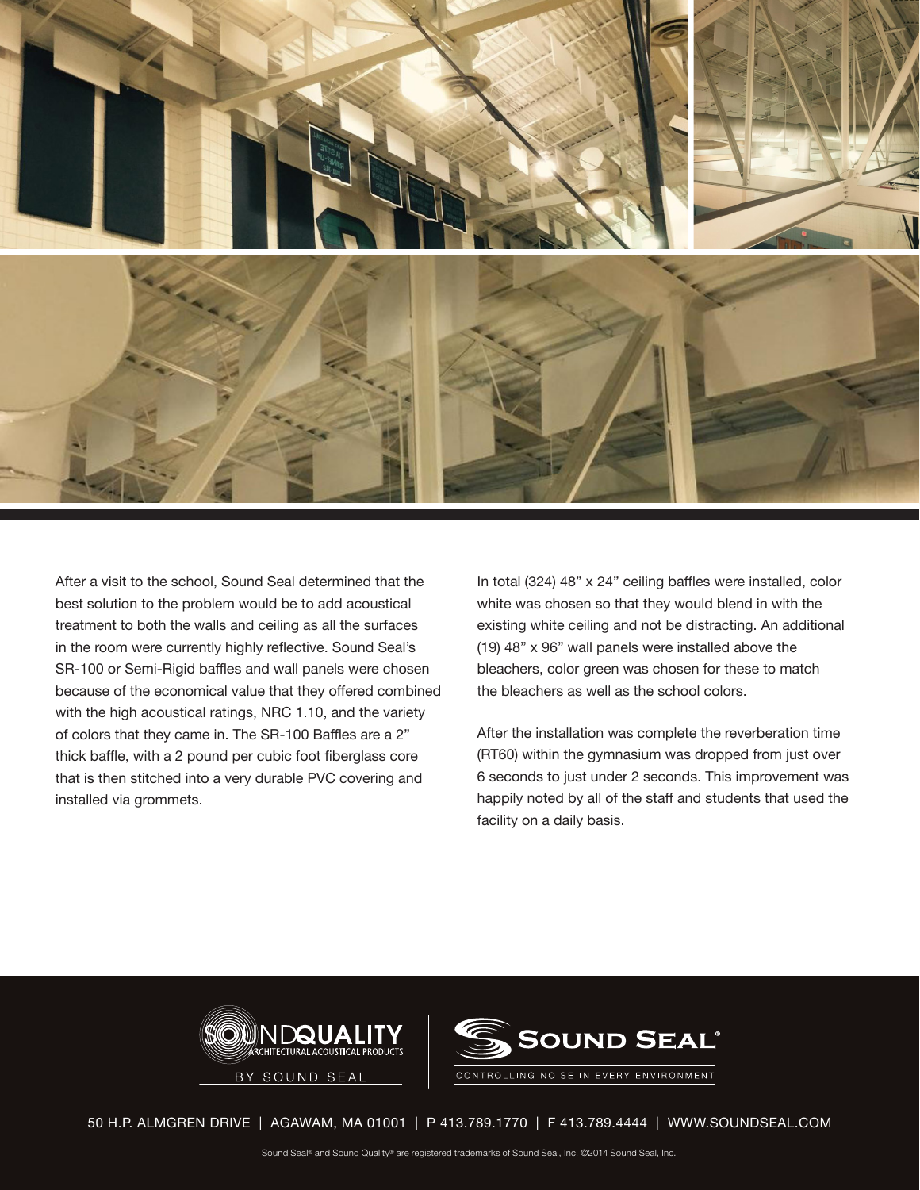After a visit to the school, Sound Seal determined that the best solution to the problem would be to add acoustical treatment to both the walls and ceiling as all the surfaces in the room were currently highly reflective. Sound Seal's SR-100 or Semi-Rigid baffles and wall panels were chosen because of the economical value that they offered combined with the high acoustical ratings, NRC 1.10, and the variety of colors that they came in. The SR-100 Baffles are a 2" thick baffle, with a 2 pound per cubic foot fiberglass core that is then stitched into a very durable PVC covering and installed via grommets.

In total (324) 48" x 24" ceiling baffles were installed, color white was chosen so that they would blend in with the existing white ceiling and not be distracting. An additional (19) 48" x 96" wall panels were installed above the bleachers, color green was chosen for these to match the bleachers as well as the school colors.

After the installation was complete the reverberation time (RT60) within the gymnasium was dropped from just over 6 seconds to just under 2 seconds. This improvement was happily noted by all of the staff and students that used the facility on a daily basis.

SOUNDQUALITY ARCHITECTURAL ACOUSTICAL PRODUCTS BY SOUND SEAL

SOUND SEAL® CONTROLLING NOISE IN EVERY ENVIRONMENT

50 H.P. ALMGREN DRIVE | AGAWAM, MA 01001 | P 413.789.1770 | F 413.789.4444 | WWW.SOUNDSEAL.COM

Sound Seal® and Sound Quality® are registered trademarks of Sound Seal, Inc. ©2014 Sound Seal, Inc.